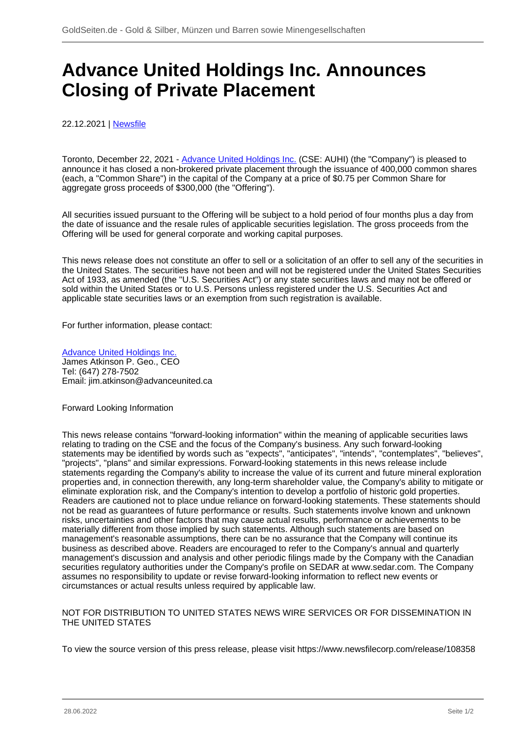# Advance United Holdings Inc. Announces Closing of Private Placement

22.12.2021 | Newsfile

Toronto, December 22, 2021 - Advance United Holdings Inc. (CSE: AUHI) (the "Company") is pleased to announce it has closed a non-brokered private placement through the issuance of 400,000 common shares (each, a "Common Share") in the capital of the Company at a price of $0.75 per Common Share for aggregate gross proceeds of $300,000 (the "Offering").

All securities issued pursuant to the Offering will be subject to a hold period of four months plus a day from the date of issuance and the resale rules of applicable securities legislation. The gross proceeds from the Offering will be used for general corporate and working capital purposes.

This news release does not constitute an offer to sell or a solicitation of an offer to sell any of the securities in the United States. The securities have not been and will not be registered under the United States Securities Act of 1933, as amended (the "U.S. Securities Act") or any state securities laws and may not be offered or sold within the United States or to U.S. Persons unless registered under the U.S. Securities Act and applicable state securities laws or an exemption from such registration is available.

For further information, please contact:

Advance United Holdings Inc.
James Atkinson P. Geo., CEO
Tel: (647) 278-7502
Email: jim.atkinson@advanceunited.ca

Forward Looking Information

This news release contains "forward-looking information" within the meaning of applicable securities laws relating to trading on the CSE and the focus of the Company's business. Any such forward-looking statements may be identified by words such as "expects", "anticipates", "intends", "contemplates", "believes", "projects", "plans" and similar expressions. Forward-looking statements in this news release include statements regarding the Company's ability to increase the value of its current and future mineral exploration properties and, in connection therewith, any long-term shareholder value, the Company's ability to mitigate or eliminate exploration risk, and the Company's intention to develop a portfolio of historic gold properties. Readers are cautioned not to place undue reliance on forward-looking statements. These statements should not be read as guarantees of future performance or results. Such statements involve known and unknown risks, uncertainties and other factors that may cause actual results, performance or achievements to be materially different from those implied by such statements. Although such statements are based on management's reasonable assumptions, there can be no assurance that the Company will continue its business as described above. Readers are encouraged to refer to the Company's annual and quarterly management's discussion and analysis and other periodic filings made by the Company with the Canadian securities regulatory authorities under the Company's profile on SEDAR at www.sedar.com. The Company assumes no responsibility to update or revise forward-looking information to reflect new events or circumstances or actual results unless required by applicable law.

NOT FOR DISTRIBUTION TO UNITED STATES NEWS WIRE SERVICES OR FOR DISSEMINATION IN THE UNITED STATES

To view the source version of this press release, please visit https://www.newsfilecorp.com/release/108358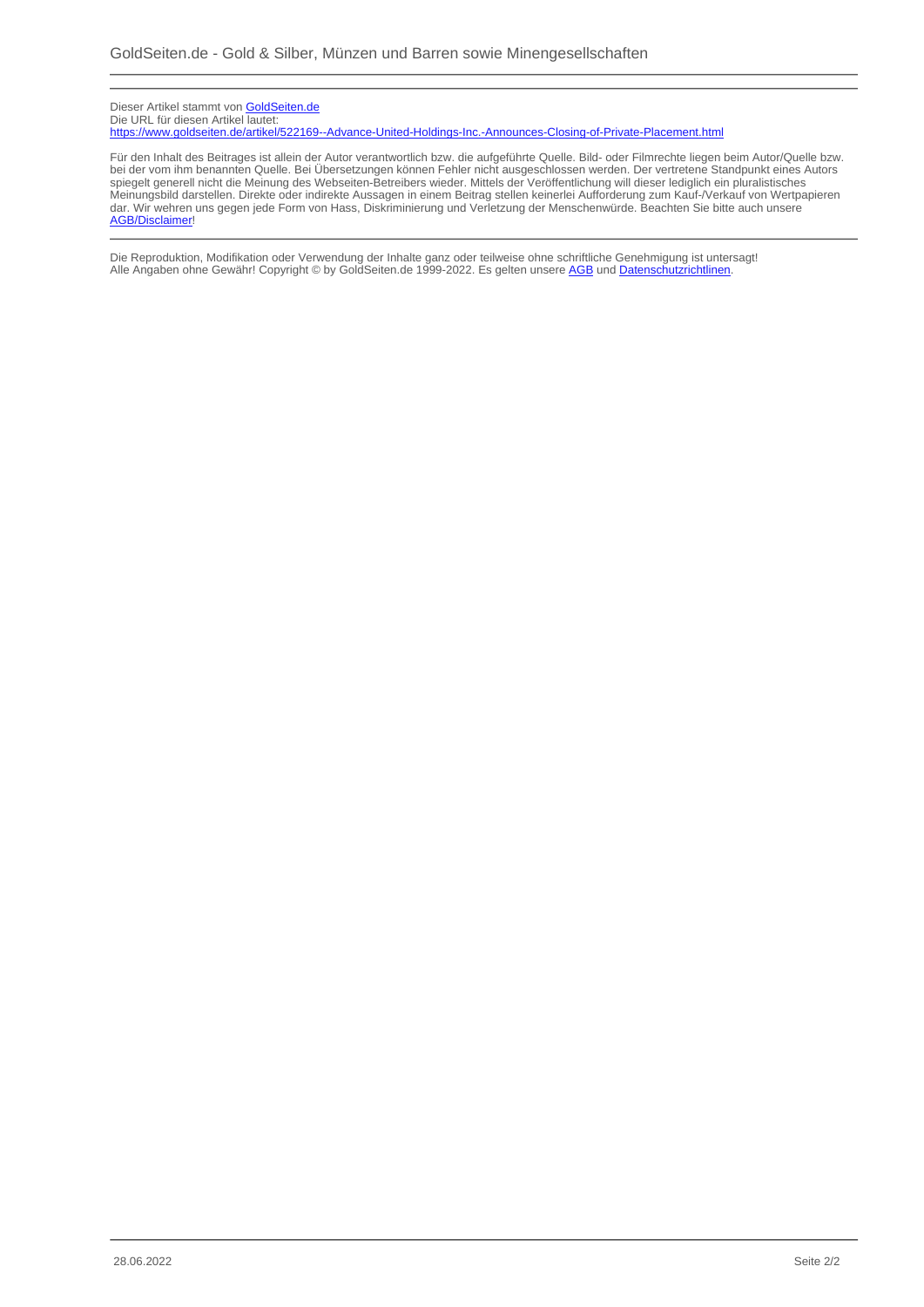Dieser Artikel stammt von [GoldSeiten.de](https://www.goldseiten.de)
Die URL für diesen Artikel lautet:
[https://www.goldseiten.de/artikel/522169--Advance-United-Holdings-Inc.-Announces-Closing-of-Private-Placement.html](https://www.goldseiten.de/artikel/522169--Advance-United-Holdings-Inc.-Announces-Closing-of-Private-Placement.html)

Für den Inhalt des Beitrages ist allein der Autor verantwortlich bzw. die aufgeführte Quelle. Bild- oder Filmrechte liegen beim Autor/Quelle bzw. bei der vom ihm benannten Quelle. Bei Übersetzungen können Fehler nicht ausgeschlossen werden. Der vertretene Standpunkt eines Autors spiegelt generell nicht die Meinung des Webseiten-Betreibers wieder. Mittels der Veröffentlichung will dieser lediglich ein pluralistisches Meinungsbild darstellen. Direkte oder indirekte Aussagen in einem Beitrag stellen keinerlei Aufforderung zum Kauf-/Verkauf von Wertpapieren dar. Wir wehren uns gegen jede Form von Hass, Diskriminierung und Verletzung der Menschenwürde. Beachten Sie bitte auch unsere AGB/Disclaimer!

---

Die Reproduktion, Modifikation oder Verwendung der Inhalte ganz oder teilweise ohne schriftliche Genehmigung ist untersagt!
Alle Angaben ohne Gewähr! Copyright © by GoldSeiten.de 1999-2022. Es gelten unsere AGB und Datenschutzrichtlinen.